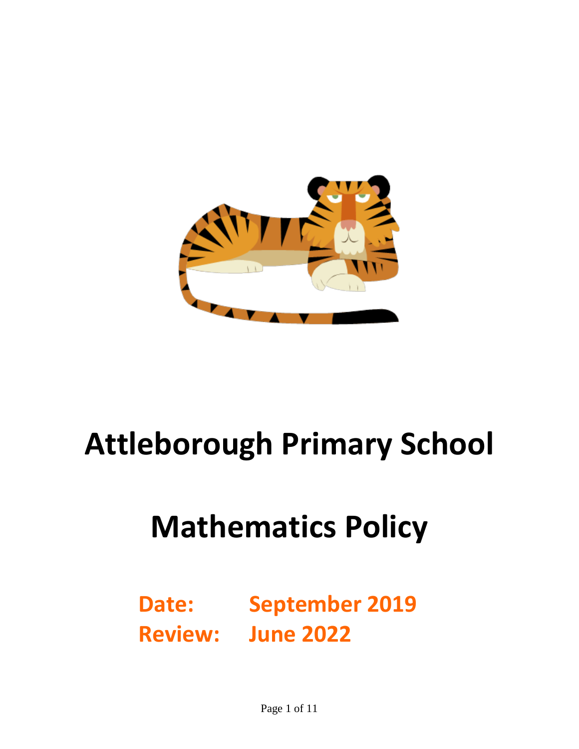# Attleborough Primary School

# Mathematics Policy

**Date: September 2019**
**Review: June 2022**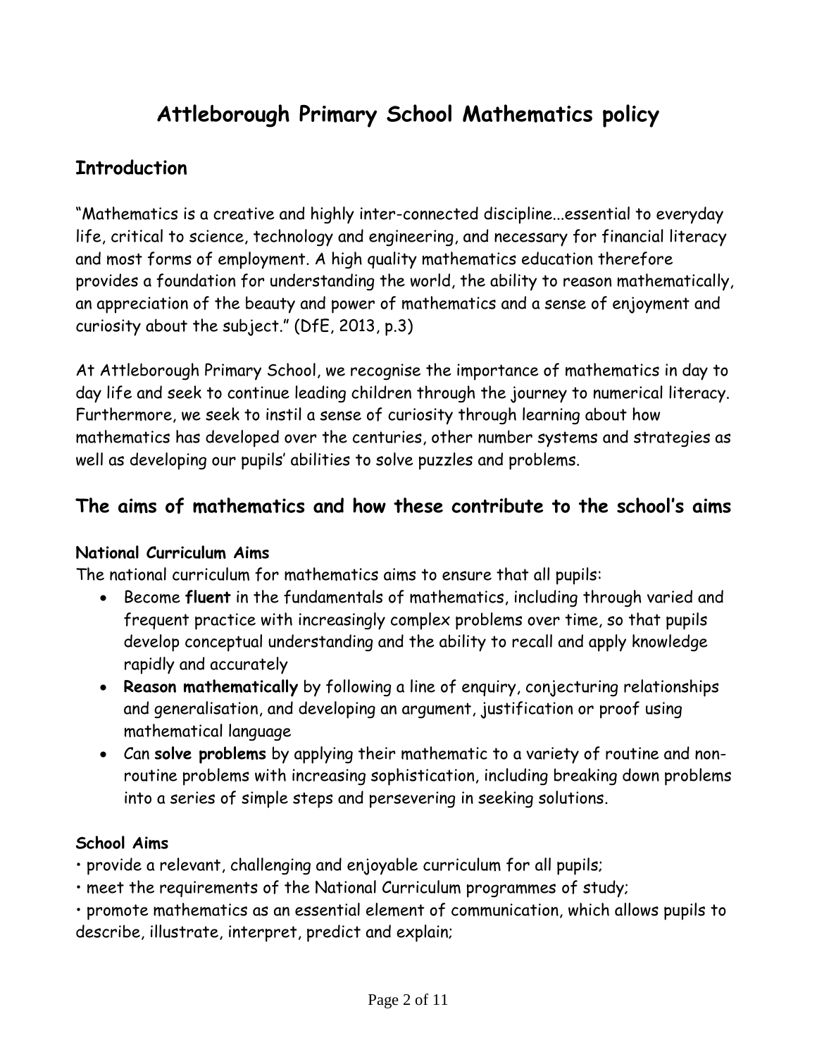# Attleborough Primary School Mathematics policy

## Introduction

"Mathematics is a creative and highly inter-connected discipline...essential to everyday life, critical to science, technology and engineering, and necessary for financial literacy and most forms of employment. A high quality mathematics education therefore provides a foundation for understanding the world, the ability to reason mathematically, an appreciation of the beauty and power of mathematics and a sense of enjoyment and curiosity about the subject." (DfE, 2013, p.3)

At Attleborough Primary School, we recognise the importance of mathematics in day to day life and seek to continue leading children through the journey to numerical literacy. Furthermore, we seek to instil a sense of curiosity through learning about how mathematics has developed over the centuries, other number systems and strategies as well as developing our pupils' abilities to solve puzzles and problems.

## The aims of mathematics and how these contribute to the school's aims

**National Curriculum Aims**

The national curriculum for mathematics aims to ensure that all pupils:

- Become **fluent** in the fundamentals of mathematics, including through varied and frequent practice with increasingly complex problems over time, so that pupils develop conceptual understanding and the ability to recall and apply knowledge rapidly and accurately
- **Reason mathematically** by following a line of enquiry, conjecturing relationships and generalisation, and developing an argument, justification or proof using mathematical language
- Can **solve problems** by applying their mathematic to a variety of routine and non-routine problems with increasing sophistication, including breaking down problems into a series of simple steps and persevering in seeking solutions.

**School Aims**

- provide a relevant, challenging and enjoyable curriculum for all pupils;
- meet the requirements of the National Curriculum programmes of study;
- promote mathematics as an essential element of communication, which allows pupils to describe, illustrate, interpret, predict and explain;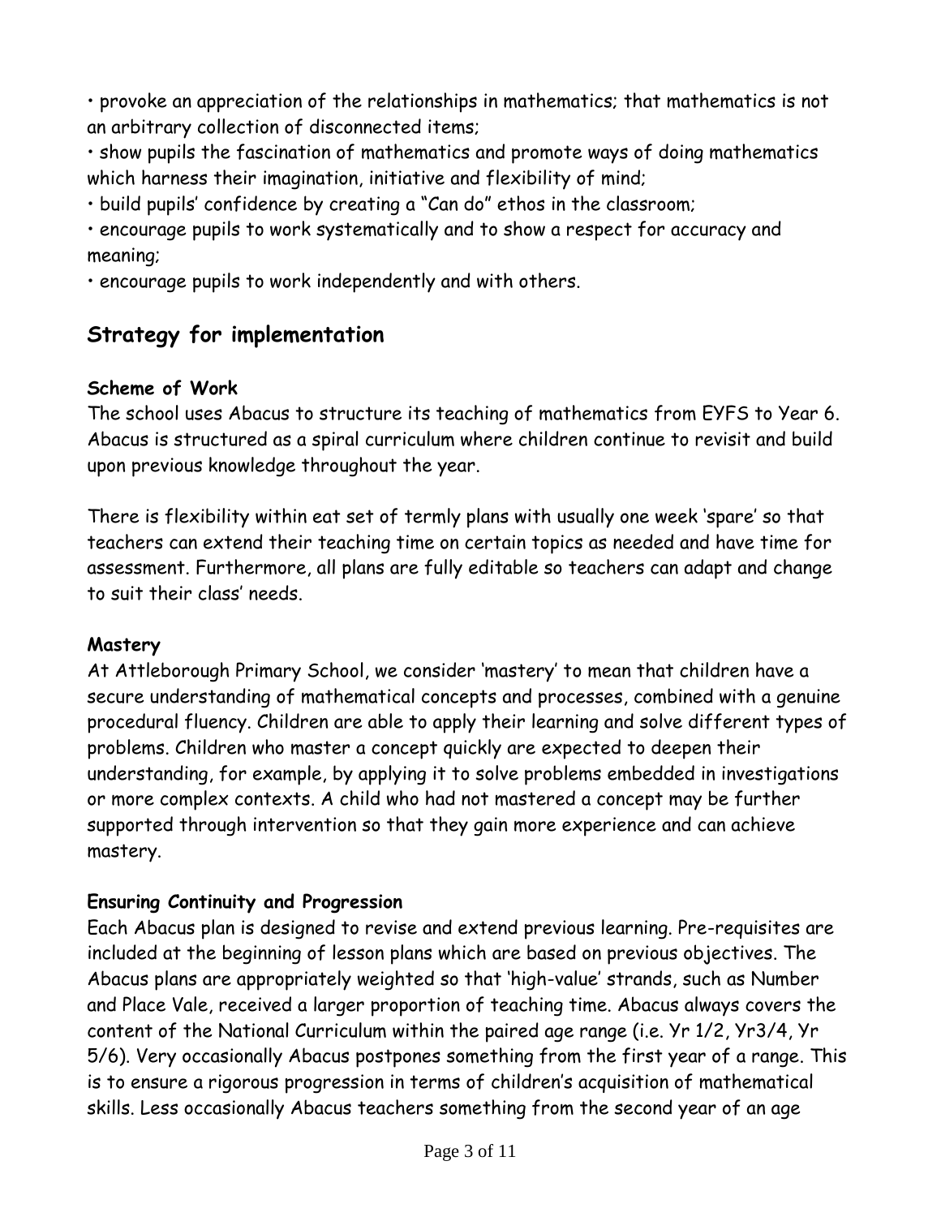- provoke an appreciation of the relationships in mathematics; that mathematics is not an arbitrary collection of disconnected items;
- show pupils the fascination of mathematics and promote ways of doing mathematics which harness their imagination, initiative and flexibility of mind;
- build pupils' confidence by creating a "Can do" ethos in the classroom;
- encourage pupils to work systematically and to show a respect for accuracy and meaning;
- encourage pupils to work independently and with others.

## Strategy for implementation

### Scheme of Work

The school uses Abacus to structure its teaching of mathematics from EYFS to Year 6. Abacus is structured as a spiral curriculum where children continue to revisit and build upon previous knowledge throughout the year.

There is flexibility within eat set of termly plans with usually one week 'spare' so that teachers can extend their teaching time on certain topics as needed and have time for assessment. Furthermore, all plans are fully editable so teachers can adapt and change to suit their class' needs.

### Mastery

At Attleborough Primary School, we consider 'mastery' to mean that children have a secure understanding of mathematical concepts and processes, combined with a genuine procedural fluency. Children are able to apply their learning and solve different types of problems. Children who master a concept quickly are expected to deepen their understanding, for example, by applying it to solve problems embedded in investigations or more complex contexts. A child who had not mastered a concept may be further supported through intervention so that they gain more experience and can achieve mastery.

### Ensuring Continuity and Progression

Each Abacus plan is designed to revise and extend previous learning. Pre-requisites are included at the beginning of lesson plans which are based on previous objectives. The Abacus plans are appropriately weighted so that 'high-value' strands, such as Number and Place Vale, received a larger proportion of teaching time. Abacus always covers the content of the National Curriculum within the paired age range (i.e. Yr 1/2, Yr3/4, Yr 5/6). Very occasionally Abacus postpones something from the first year of a range. This is to ensure a rigorous progression in terms of children's acquisition of mathematical skills. Less occasionally Abacus teachers something from the second year of an age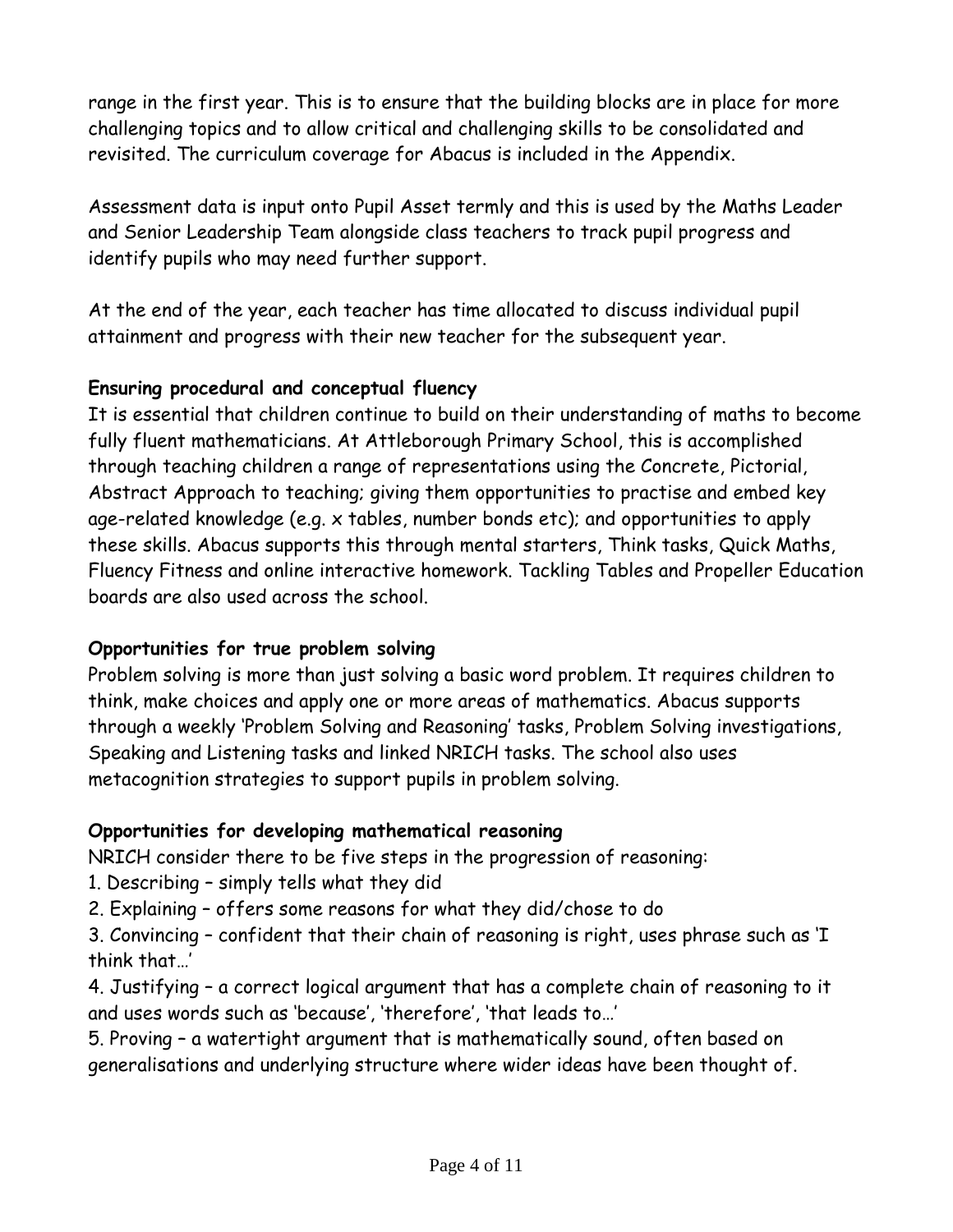range in the first year. This is to ensure that the building blocks are in place for more challenging topics and to allow critical and challenging skills to be consolidated and revisited. The curriculum coverage for Abacus is included in the Appendix.

Assessment data is input onto Pupil Asset termly and this is used by the Maths Leader and Senior Leadership Team alongside class teachers to track pupil progress and identify pupils who may need further support.

At the end of the year, each teacher has time allocated to discuss individual pupil attainment and progress with their new teacher for the subsequent year.

**Ensuring procedural and conceptual fluency**

It is essential that children continue to build on their understanding of maths to become fully fluent mathematicians. At Attleborough Primary School, this is accomplished through teaching children a range of representations using the Concrete, Pictorial, Abstract Approach to teaching; giving them opportunities to practise and embed key age-related knowledge (e.g. x tables, number bonds etc); and opportunities to apply these skills. Abacus supports this through mental starters, Think tasks, Quick Maths, Fluency Fitness and online interactive homework. Tackling Tables and Propeller Education boards are also used across the school.

**Opportunities for true problem solving**

Problem solving is more than just solving a basic word problem. It requires children to think, make choices and apply one or more areas of mathematics. Abacus supports through a weekly 'Problem Solving and Reasoning' tasks, Problem Solving investigations, Speaking and Listening tasks and linked NRICH tasks. The school also uses metacognition strategies to support pupils in problem solving.

**Opportunities for developing mathematical reasoning**

NRICH consider there to be five steps in the progression of reasoning:

1. Describing – simply tells what they did
2. Explaining – offers some reasons for what they did/chose to do
3. Convincing – confident that their chain of reasoning is right, uses phrase such as 'I think that…'
4. Justifying – a correct logical argument that has a complete chain of reasoning to it and uses words such as 'because', 'therefore', 'that leads to…'
5. Proving – a watertight argument that is mathematically sound, often based on generalisations and underlying structure where wider ideas have been thought of.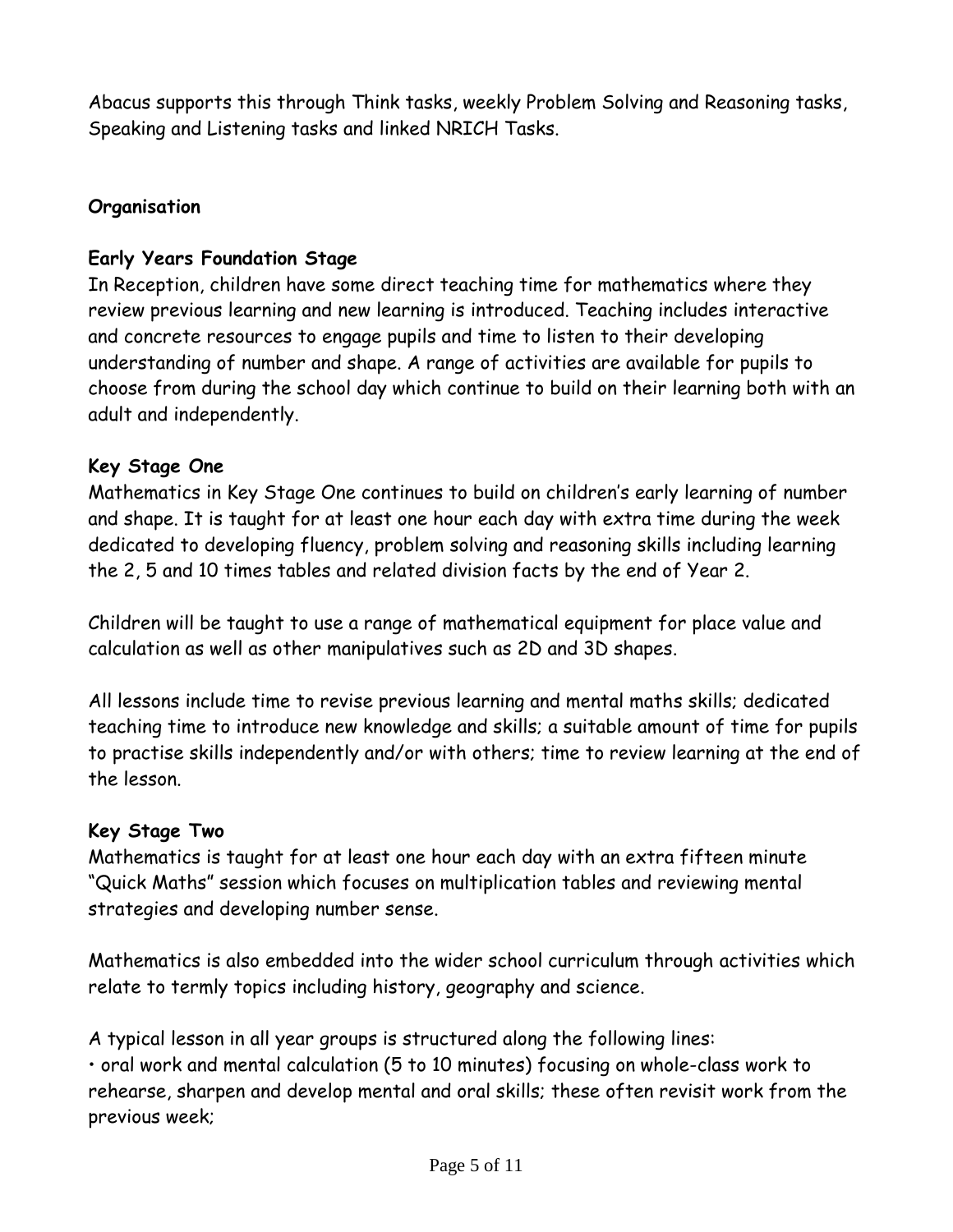Abacus supports this through Think tasks, weekly Problem Solving and Reasoning tasks, Speaking and Listening tasks and linked NRICH Tasks.

**Organisation**

**Early Years Foundation Stage**

In Reception, children have some direct teaching time for mathematics where they review previous learning and new learning is introduced. Teaching includes interactive and concrete resources to engage pupils and time to listen to their developing understanding of number and shape. A range of activities are available for pupils to choose from during the school day which continue to build on their learning both with an adult and independently.

**Key Stage One**

Mathematics in Key Stage One continues to build on children's early learning of number and shape. It is taught for at least one hour each day with extra time during the week dedicated to developing fluency, problem solving and reasoning skills including learning the 2, 5 and 10 times tables and related division facts by the end of Year 2.

Children will be taught to use a range of mathematical equipment for place value and calculation as well as other manipulatives such as 2D and 3D shapes.

All lessons include time to revise previous learning and mental maths skills; dedicated teaching time to introduce new knowledge and skills; a suitable amount of time for pupils to practise skills independently and/or with others; time to review learning at the end of the lesson.

**Key Stage Two**

Mathematics is taught for at least one hour each day with an extra fifteen minute "Quick Maths" session which focuses on multiplication tables and reviewing mental strategies and developing number sense.

Mathematics is also embedded into the wider school curriculum through activities which relate to termly topics including history, geography and science.

A typical lesson in all year groups is structured along the following lines:

- oral work and mental calculation (5 to 10 minutes) focusing on whole-class work to rehearse, sharpen and develop mental and oral skills; these often revisit work from the previous week;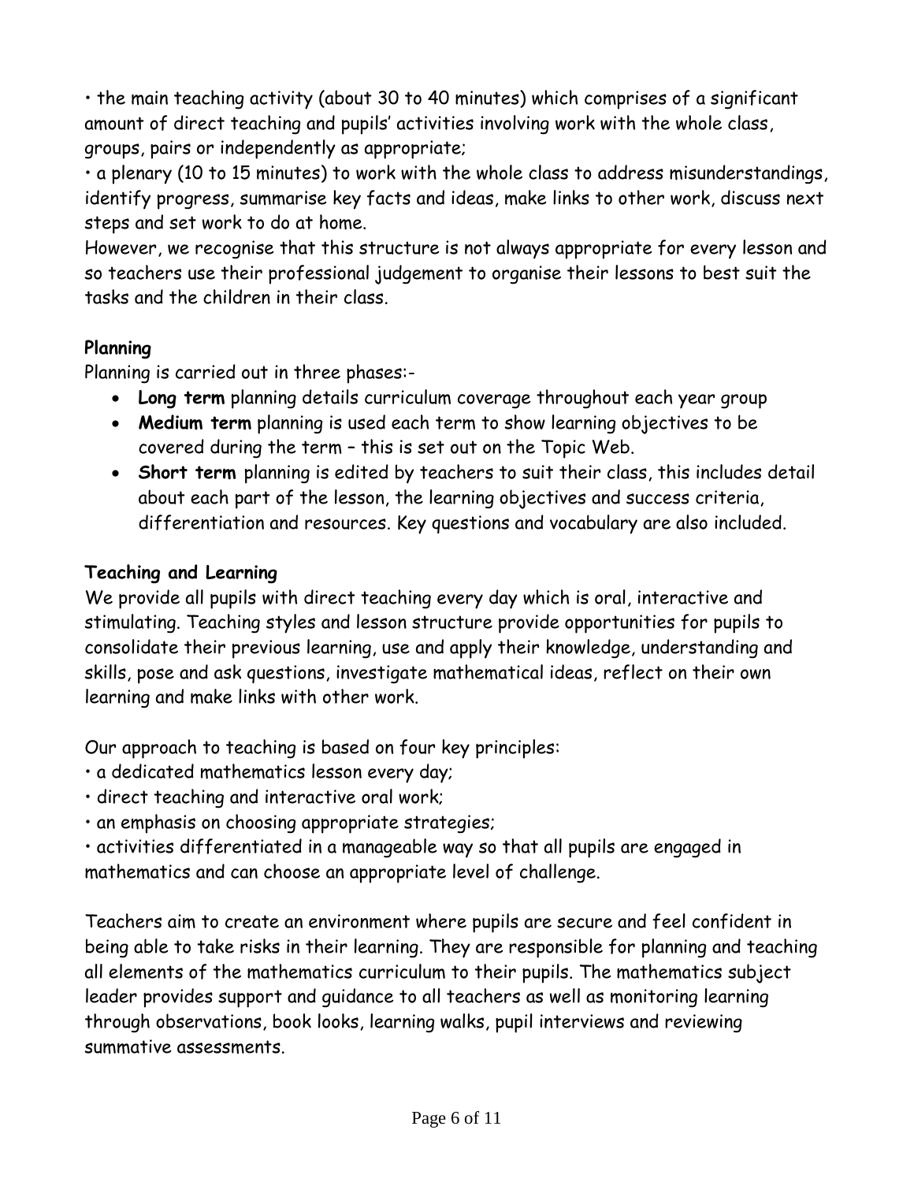• the main teaching activity (about 30 to 40 minutes) which comprises of a significant amount of direct teaching and pupils' activities involving work with the whole class, groups, pairs or independently as appropriate;

• a plenary (10 to 15 minutes) to work with the whole class to address misunderstandings, identify progress, summarise key facts and ideas, make links to other work, discuss next steps and set work to do at home.

However, we recognise that this structure is not always appropriate for every lesson and so teachers use their professional judgement to organise their lessons to best suit the tasks and the children in their class.

**Planning**

Planning is carried out in three phases:-

- **Long term** planning details curriculum coverage throughout each year group
- **Medium term** planning is used each term to show learning objectives to be covered during the term – this is set out on the Topic Web.
- **Short term** planning is edited by teachers to suit their class, this includes detail about each part of the lesson, the learning objectives and success criteria, differentiation and resources. Key questions and vocabulary are also included.

**Teaching and Learning**

We provide all pupils with direct teaching every day which is oral, interactive and stimulating. Teaching styles and lesson structure provide opportunities for pupils to consolidate their previous learning, use and apply their knowledge, understanding and skills, pose and ask questions, investigate mathematical ideas, reflect on their own learning and make links with other work.

Our approach to teaching is based on four key principles:

• a dedicated mathematics lesson every day;

• direct teaching and interactive oral work;

• an emphasis on choosing appropriate strategies;

• activities differentiated in a manageable way so that all pupils are engaged in mathematics and can choose an appropriate level of challenge.

Teachers aim to create an environment where pupils are secure and feel confident in being able to take risks in their learning. They are responsible for planning and teaching all elements of the mathematics curriculum to their pupils. The mathematics subject leader provides support and guidance to all teachers as well as monitoring learning through observations, book looks, learning walks, pupil interviews and reviewing summative assessments.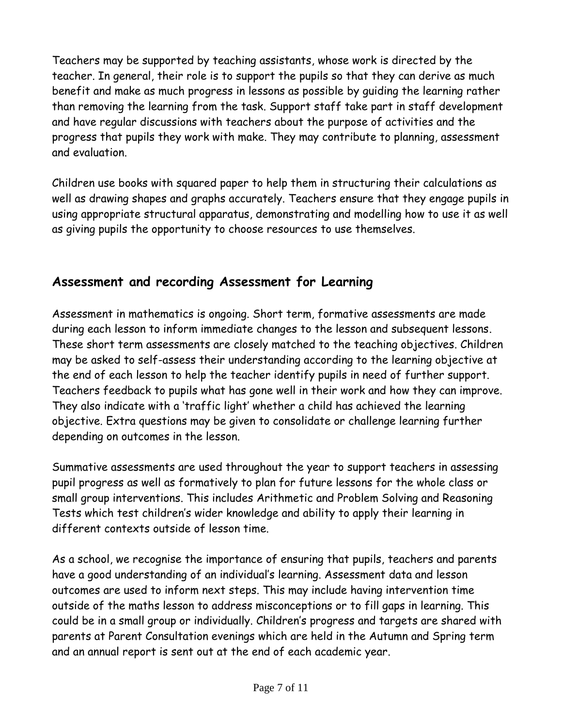Teachers may be supported by teaching assistants, whose work is directed by the teacher. In general, their role is to support the pupils so that they can derive as much benefit and make as much progress in lessons as possible by guiding the learning rather than removing the learning from the task. Support staff take part in staff development and have regular discussions with teachers about the purpose of activities and the progress that pupils they work with make. They may contribute to planning, assessment and evaluation.

Children use books with squared paper to help them in structuring their calculations as well as drawing shapes and graphs accurately. Teachers ensure that they engage pupils in using appropriate structural apparatus, demonstrating and modelling how to use it as well as giving pupils the opportunity to choose resources to use themselves.

## Assessment and recording Assessment for Learning

Assessment in mathematics is ongoing. Short term, formative assessments are made during each lesson to inform immediate changes to the lesson and subsequent lessons. These short term assessments are closely matched to the teaching objectives. Children may be asked to self-assess their understanding according to the learning objective at the end of each lesson to help the teacher identify pupils in need of further support. Teachers feedback to pupils what has gone well in their work and how they can improve. They also indicate with a 'traffic light' whether a child has achieved the learning objective. Extra questions may be given to consolidate or challenge learning further depending on outcomes in the lesson.

Summative assessments are used throughout the year to support teachers in assessing pupil progress as well as formatively to plan for future lessons for the whole class or small group interventions. This includes Arithmetic and Problem Solving and Reasoning Tests which test children's wider knowledge and ability to apply their learning in different contexts outside of lesson time.

As a school, we recognise the importance of ensuring that pupils, teachers and parents have a good understanding of an individual's learning. Assessment data and lesson outcomes are used to inform next steps. This may include having intervention time outside of the maths lesson to address misconceptions or to fill gaps in learning. This could be in a small group or individually. Children's progress and targets are shared with parents at Parent Consultation evenings which are held in the Autumn and Spring term and an annual report is sent out at the end of each academic year.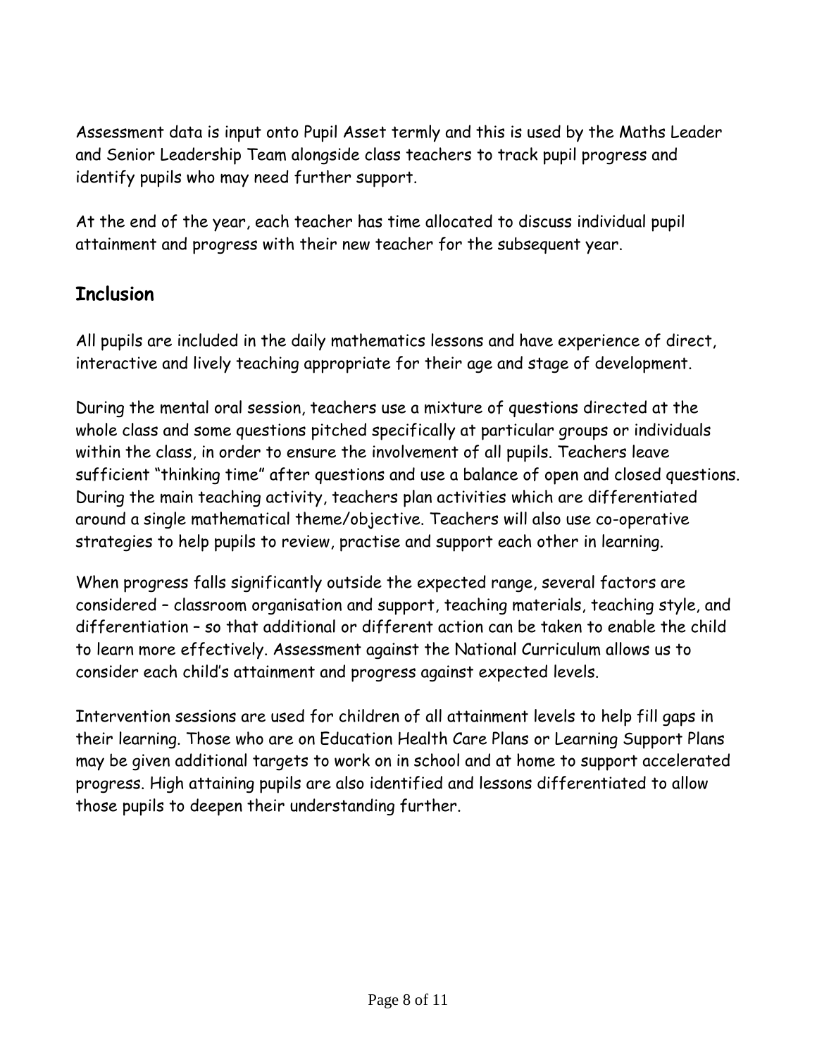Assessment data is input onto Pupil Asset termly and this is used by the Maths Leader and Senior Leadership Team alongside class teachers to track pupil progress and identify pupils who may need further support.

At the end of the year, each teacher has time allocated to discuss individual pupil attainment and progress with their new teacher for the subsequent year.

## Inclusion

All pupils are included in the daily mathematics lessons and have experience of direct, interactive and lively teaching appropriate for their age and stage of development.

During the mental oral session, teachers use a mixture of questions directed at the whole class and some questions pitched specifically at particular groups or individuals within the class, in order to ensure the involvement of all pupils. Teachers leave sufficient "thinking time" after questions and use a balance of open and closed questions. During the main teaching activity, teachers plan activities which are differentiated around a single mathematical theme/objective. Teachers will also use co-operative strategies to help pupils to review, practise and support each other in learning.

When progress falls significantly outside the expected range, several factors are considered – classroom organisation and support, teaching materials, teaching style, and differentiation – so that additional or different action can be taken to enable the child to learn more effectively. Assessment against the National Curriculum allows us to consider each child's attainment and progress against expected levels.

Intervention sessions are used for children of all attainment levels to help fill gaps in their learning. Those who are on Education Health Care Plans or Learning Support Plans may be given additional targets to work on in school and at home to support accelerated progress. High attaining pupils are also identified and lessons differentiated to allow those pupils to deepen their understanding further.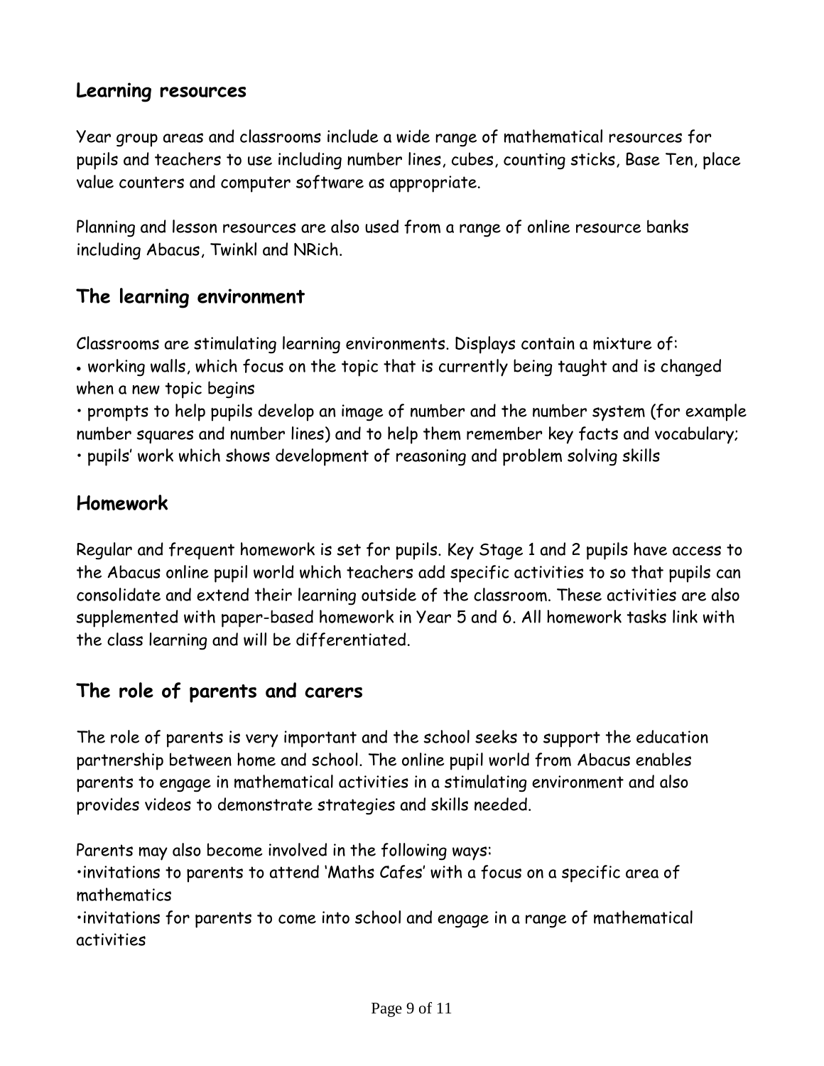## Learning resources

Year group areas and classrooms include a wide range of mathematical resources for pupils and teachers to use including number lines, cubes, counting sticks, Base Ten, place value counters and computer software as appropriate.

Planning and lesson resources are also used from a range of online resource banks including Abacus, Twinkl and NRich.

## The learning environment

Classrooms are stimulating learning environments. Displays contain a mixture of:

- working walls, which focus on the topic that is currently being taught and is changed when a new topic begins
- prompts to help pupils develop an image of number and the number system (for example number squares and number lines) and to help them remember key facts and vocabulary;
- pupils' work which shows development of reasoning and problem solving skills

## Homework

Regular and frequent homework is set for pupils. Key Stage 1 and 2 pupils have access to the Abacus online pupil world which teachers add specific activities to so that pupils can consolidate and extend their learning outside of the classroom. These activities are also supplemented with paper-based homework in Year 5 and 6. All homework tasks link with the class learning and will be differentiated.

## The role of parents and carers

The role of parents is very important and the school seeks to support the education partnership between home and school. The online pupil world from Abacus enables parents to engage in mathematical activities in a stimulating environment and also provides videos to demonstrate strategies and skills needed.

Parents may also become involved in the following ways:

- invitations to parents to attend 'Maths Cafes' with a focus on a specific area of mathematics
- invitations for parents to come into school and engage in a range of mathematical activities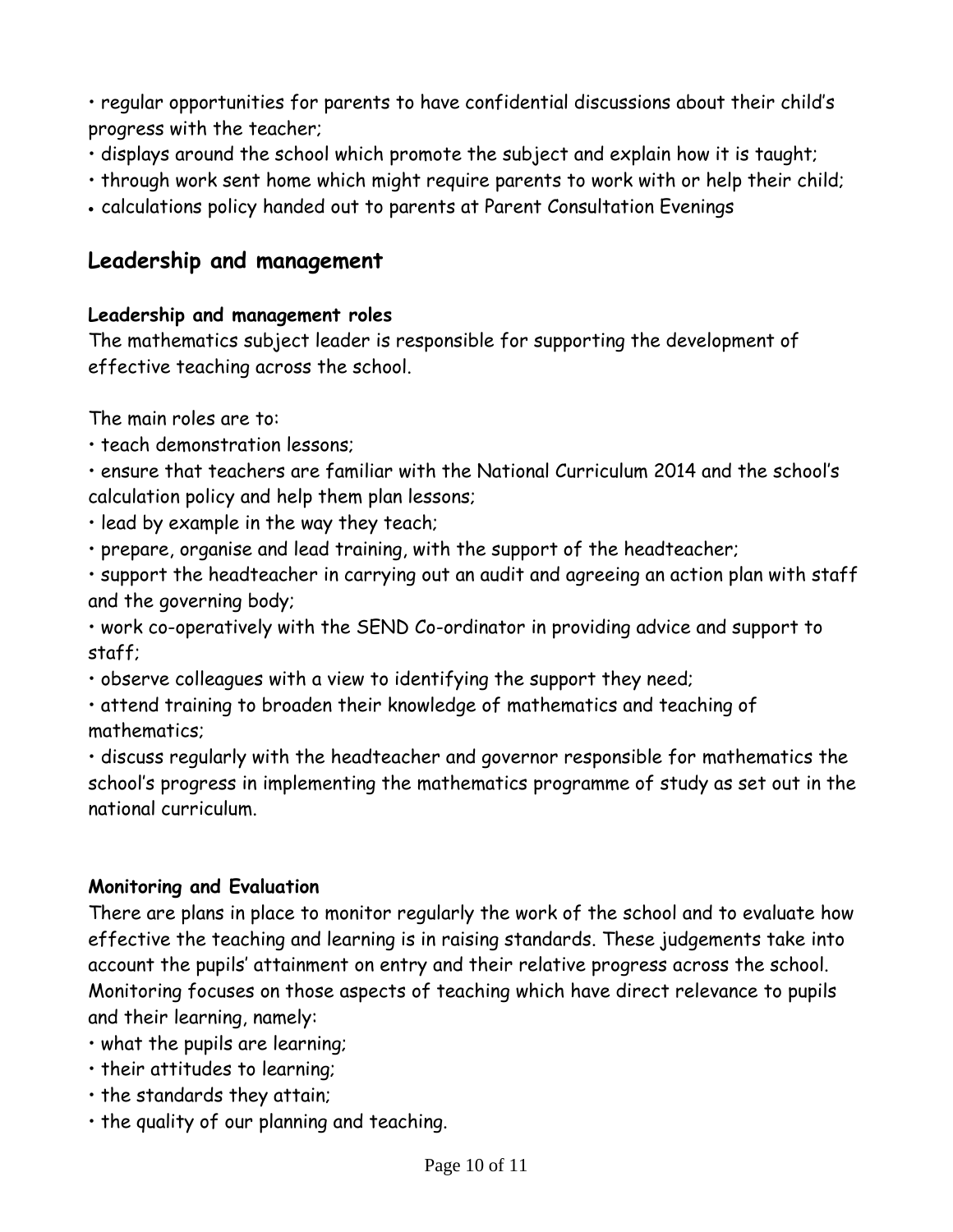- regular opportunities for parents to have confidential discussions about their child's progress with the teacher;
- displays around the school which promote the subject and explain how it is taught;
- through work sent home which might require parents to work with or help their child;
- calculations policy handed out to parents at Parent Consultation Evenings

## Leadership and management

### Leadership and management roles

The mathematics subject leader is responsible for supporting the development of effective teaching across the school.

The main roles are to:

- teach demonstration lessons;
- ensure that teachers are familiar with the National Curriculum 2014 and the school's calculation policy and help them plan lessons;
- lead by example in the way they teach;
- prepare, organise and lead training, with the support of the headteacher;
- support the headteacher in carrying out an audit and agreeing an action plan with staff and the governing body;
- work co-operatively with the SEND Co-ordinator in providing advice and support to staff;
- observe colleagues with a view to identifying the support they need;
- attend training to broaden their knowledge of mathematics and teaching of mathematics;
- discuss regularly with the headteacher and governor responsible for mathematics the school's progress in implementing the mathematics programme of study as set out in the national curriculum.

### Monitoring and Evaluation

There are plans in place to monitor regularly the work of the school and to evaluate how effective the teaching and learning is in raising standards. These judgements take into account the pupils' attainment on entry and their relative progress across the school. Monitoring focuses on those aspects of teaching which have direct relevance to pupils and their learning, namely:

- what the pupils are learning;
- their attitudes to learning;
- the standards they attain;
- the quality of our planning and teaching.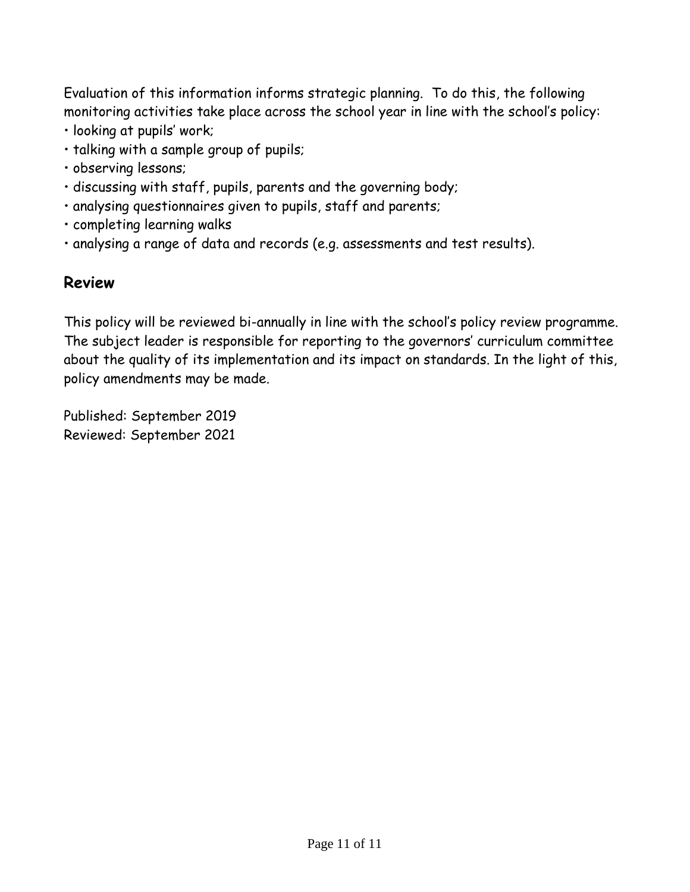Evaluation of this information informs strategic planning. To do this, the following monitoring activities take place across the school year in line with the school's policy:

- looking at pupils' work;
- talking with a sample group of pupils;
- observing lessons;
- discussing with staff, pupils, parents and the governing body;
- analysing questionnaires given to pupils, staff and parents;
- completing learning walks
- analysing a range of data and records (e.g. assessments and test results).

## Review

This policy will be reviewed bi-annually in line with the school's policy review programme. The subject leader is responsible for reporting to the governors' curriculum committee about the quality of its implementation and its impact on standards. In the light of this, policy amendments may be made.

Published: September 2019
Reviewed: September 2021